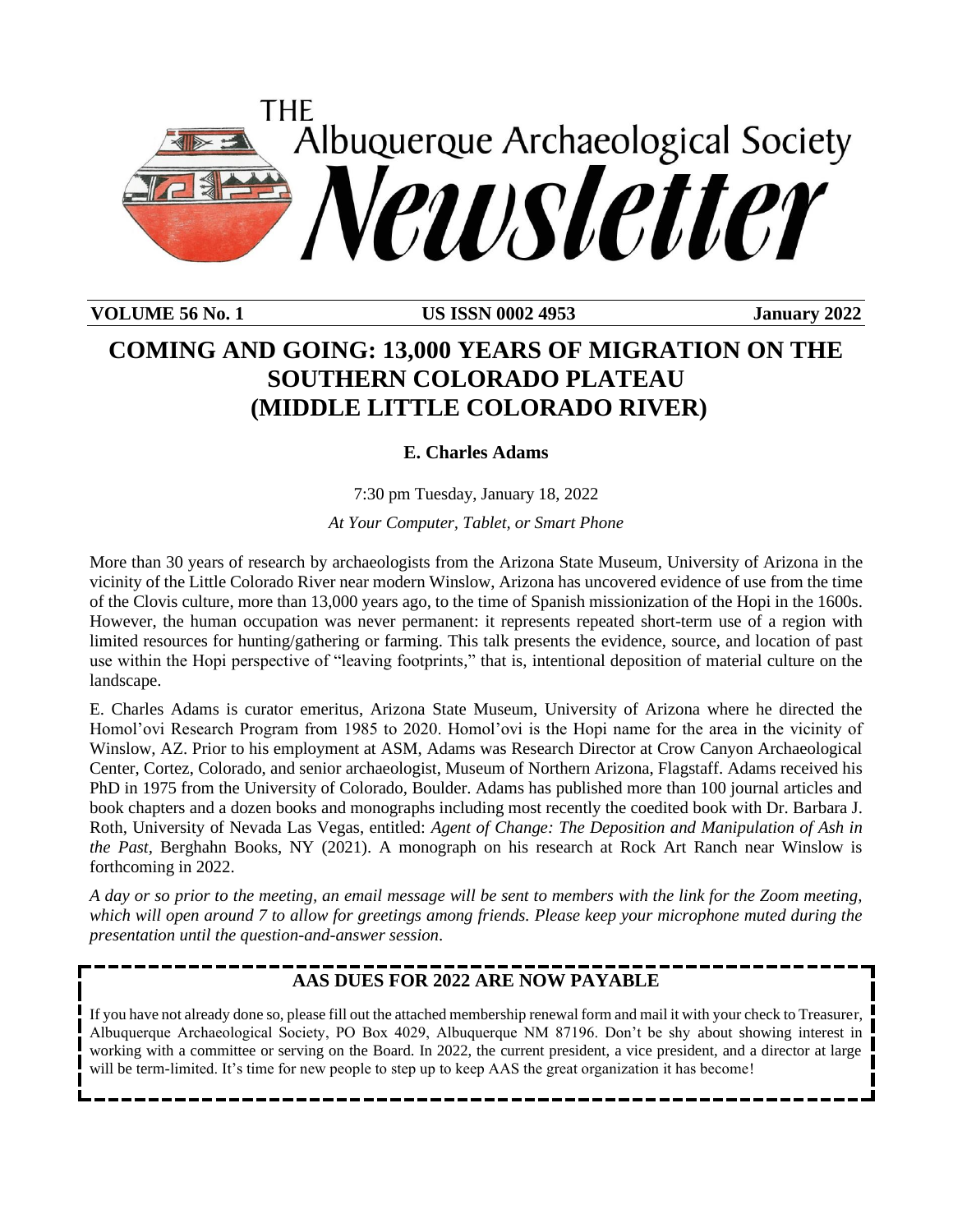# THE Albuquerque Archaeological Society Newsletter

**VOLUME 56 No. 1** **US ISSN 0002 4953** **January 2022**

## COMING AND GOING: 13,000 YEARS OF MIGRATION ON THE SOUTHERN COLORADO PLATEAU (MIDDLE LITTLE COLORADO RIVER)

**E. Charles Adams**

7:30 pm Tuesday, January 18, 2022

*At Your Computer, Tablet, or Smart Phone*

More than 30 years of research by archaeologists from the Arizona State Museum, University of Arizona in the vicinity of the Little Colorado River near modern Winslow, Arizona has uncovered evidence of use from the time of the Clovis culture, more than 13,000 years ago, to the time of Spanish missionization of the Hopi in the 1600s. However, the human occupation was never permanent: it represents repeated short-term use of a region with limited resources for hunting/gathering or farming. This talk presents the evidence, source, and location of past use within the Hopi perspective of "leaving footprints," that is, intentional deposition of material culture on the landscape.

E. Charles Adams is curator emeritus, Arizona State Museum, University of Arizona where he directed the Homol'ovi Research Program from 1985 to 2020. Homol'ovi is the Hopi name for the area in the vicinity of Winslow, AZ. Prior to his employment at ASM, Adams was Research Director at Crow Canyon Archaeological Center, Cortez, Colorado, and senior archaeologist, Museum of Northern Arizona, Flagstaff. Adams received his PhD in 1975 from the University of Colorado, Boulder. Adams has published more than 100 journal articles and book chapters and a dozen books and monographs including most recently the coedited book with Dr. Barbara J. Roth, University of Nevada Las Vegas, entitled: *Agent of Change: The Deposition and Manipulation of Ash in the Past*, Berghahn Books, NY (2021). A monograph on his research at Rock Art Ranch near Winslow is forthcoming in 2022.

*A day or so prior to the meeting, an email message will be sent to members with the link for the Zoom meeting, which will open around 7 to allow for greetings among friends. Please keep your microphone muted during the presentation until the question-and-answer session.*

### AAS DUES FOR 2022 ARE NOW PAYABLE

If you have not already done so, please fill out the attached membership renewal form and mail it with your check to Treasurer, Albuquerque Archaeological Society, PO Box 4029, Albuquerque NM 87196. Don't be shy about showing interest in working with a committee or serving on the Board. In 2022, the current president, a vice president, and a director at large will be term-limited. It's time for new people to step up to keep AAS the great organization it has become!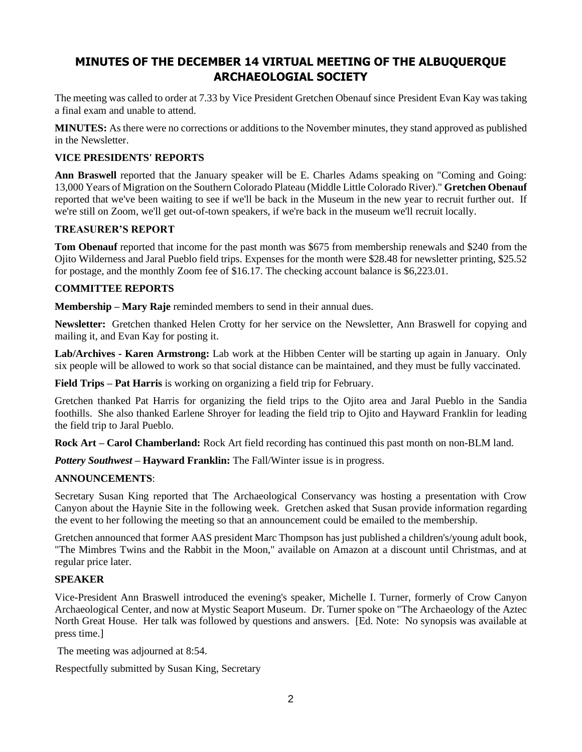# MINUTES OF THE DECEMBER 14 VIRTUAL MEETING OF THE ALBUQUERQUE ARCHAEOLOGIAL SOCIETY

The meeting was called to order at 7.33 by Vice President Gretchen Obenauf since President Evan Kay was taking a final exam and unable to attend.

**MINUTES:** As there were no corrections or additions to the November minutes, they stand approved as published in the Newsletter.

### VICE PRESIDENTS' REPORTS

**Ann Braswell** reported that the January speaker will be E. Charles Adams speaking on "Coming and Going: 13,000 Years of Migration on the Southern Colorado Plateau (Middle Little Colorado River)." **Gretchen Obenauf** reported that we've been waiting to see if we'll be back in the Museum in the new year to recruit further out. If we're still on Zoom, we'll get out-of-town speakers, if we're back in the museum we'll recruit locally.

### TREASURER'S REPORT

**Tom Obenauf** reported that income for the past month was $675 from membership renewals and $240 from the Ojito Wilderness and Jaral Pueblo field trips. Expenses for the month were $28.48 for newsletter printing, $25.52 for postage, and the monthly Zoom fee of $16.17. The checking account balance is $6,223.01.

### COMMITTEE REPORTS

**Membership – Mary Raje** reminded members to send in their annual dues.

**Newsletter:** Gretchen thanked Helen Crotty for her service on the Newsletter, Ann Braswell for copying and mailing it, and Evan Kay for posting it.

**Lab/Archives - Karen Armstrong:** Lab work at the Hibben Center will be starting up again in January. Only six people will be allowed to work so that social distance can be maintained, and they must be fully vaccinated.

**Field Trips – Pat Harris** is working on organizing a field trip for February.

Gretchen thanked Pat Harris for organizing the field trips to the Ojito area and Jaral Pueblo in the Sandia foothills. She also thanked Earlene Shroyer for leading the field trip to Ojito and Hayward Franklin for leading the field trip to Jaral Pueblo.

**Rock Art – Carol Chamberland:** Rock Art field recording has continued this past month on non-BLM land.

***Pottery Southwest* – Hayward Franklin:** The Fall/Winter issue is in progress.

### ANNOUNCEMENTS:

Secretary Susan King reported that The Archaeological Conservancy was hosting a presentation with Crow Canyon about the Haynie Site in the following week. Gretchen asked that Susan provide information regarding the event to her following the meeting so that an announcement could be emailed to the membership.

Gretchen announced that former AAS president Marc Thompson has just published a children's/young adult book, "The Mimbres Twins and the Rabbit in the Moon," available on Amazon at a discount until Christmas, and at regular price later.

### SPEAKER

Vice-President Ann Braswell introduced the evening's speaker, Michelle I. Turner, formerly of Crow Canyon Archaeological Center, and now at Mystic Seaport Museum. Dr. Turner spoke on "The Archaeology of the Aztec North Great House. Her talk was followed by questions and answers. [Ed. Note: No synopsis was available at press time.]

The meeting was adjourned at 8:54.

Respectfully submitted by Susan King, Secretary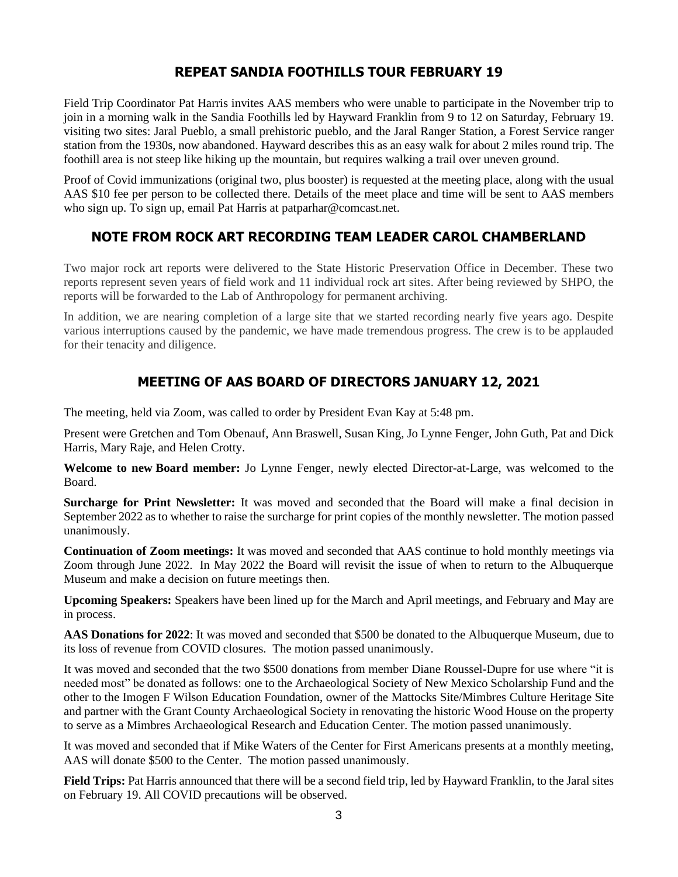## REPEAT SANDIA FOOTHILLS TOUR FEBRUARY 19

Field Trip Coordinator Pat Harris invites AAS members who were unable to participate in the November trip to join in a morning walk in the Sandia Foothills led by Hayward Franklin from 9 to 12 on Saturday, February 19. visiting two sites: Jaral Pueblo, a small prehistoric pueblo, and the Jaral Ranger Station, a Forest Service ranger station from the 1930s, now abandoned. Hayward describes this as an easy walk for about 2 miles round trip. The foothill area is not steep like hiking up the mountain, but requires walking a trail over uneven ground.

Proof of Covid immunizations (original two, plus booster) is requested at the meeting place, along with the usual AAS $10 fee per person to be collected there. Details of the meet place and time will be sent to AAS members who sign up. To sign up, email Pat Harris at patparhar@comcast.net.

## NOTE FROM ROCK ART RECORDING TEAM LEADER CAROL CHAMBERLAND

Two major rock art reports were delivered to the State Historic Preservation Office in December. These two reports represent seven years of field work and 11 individual rock art sites. After being reviewed by SHPO, the reports will be forwarded to the Lab of Anthropology for permanent archiving.

In addition, we are nearing completion of a large site that we started recording nearly five years ago. Despite various interruptions caused by the pandemic, we have made tremendous progress. The crew is to be applauded for their tenacity and diligence.

## MEETING OF AAS BOARD OF DIRECTORS JANUARY 12, 2021

The meeting, held via Zoom, was called to order by President Evan Kay at 5:48 pm.

Present were Gretchen and Tom Obenauf, Ann Braswell, Susan King, Jo Lynne Fenger, John Guth, Pat and Dick Harris, Mary Raje, and Helen Crotty.

**Welcome to new Board member:** Jo Lynne Fenger, newly elected Director-at-Large, was welcomed to the Board.

**Surcharge for Print Newsletter:** It was moved and seconded that the Board will make a final decision in September 2022 as to whether to raise the surcharge for print copies of the monthly newsletter. The motion passed unanimously.

**Continuation of Zoom meetings:** It was moved and seconded that AAS continue to hold monthly meetings via Zoom through June 2022. In May 2022 the Board will revisit the issue of when to return to the Albuquerque Museum and make a decision on future meetings then.

**Upcoming Speakers:** Speakers have been lined up for the March and April meetings, and February and May are in process.

**AAS Donations for 2022**: It was moved and seconded that $500 be donated to the Albuquerque Museum, due to its loss of revenue from COVID closures. The motion passed unanimously.

It was moved and seconded that the two $500 donations from member Diane Roussel-Dupre for use where "it is needed most" be donated as follows: one to the Archaeological Society of New Mexico Scholarship Fund and the other to the Imogen F Wilson Education Foundation, owner of the Mattocks Site/Mimbres Culture Heritage Site and partner with the Grant County Archaeological Society in renovating the historic Wood House on the property to serve as a Mimbres Archaeological Research and Education Center. The motion passed unanimously.

It was moved and seconded that if Mike Waters of the Center for First Americans presents at a monthly meeting, AAS will donate $500 to the Center. The motion passed unanimously.

**Field Trips:** Pat Harris announced that there will be a second field trip, led by Hayward Franklin, to the Jaral sites on February 19. All COVID precautions will be observed.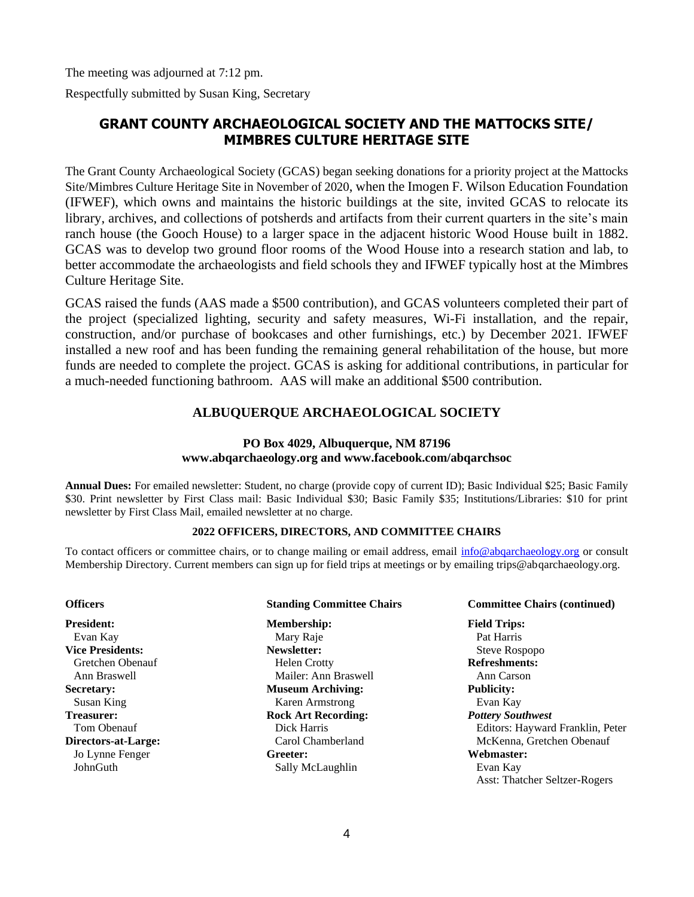The meeting was adjourned at 7:12 pm.

Respectfully submitted by Susan King, Secretary

## GRANT COUNTY ARCHAEOLOGICAL SOCIETY AND THE MATTOCKS SITE/ MIMBRES CULTURE HERITAGE SITE

The Grant County Archaeological Society (GCAS) began seeking donations for a priority project at the Mattocks Site/Mimbres Culture Heritage Site in November of 2020, when the Imogen F. Wilson Education Foundation (IFWEF), which owns and maintains the historic buildings at the site, invited GCAS to relocate its library, archives, and collections of potsherds and artifacts from their current quarters in the site's main ranch house (the Gooch House) to a larger space in the adjacent historic Wood House built in 1882. GCAS was to develop two ground floor rooms of the Wood House into a research station and lab, to better accommodate the archaeologists and field schools they and IFWEF typically host at the Mimbres Culture Heritage Site.

GCAS raised the funds (AAS made a $500 contribution), and GCAS volunteers completed their part of the project (specialized lighting, security and safety measures, Wi-Fi installation, and the repair, construction, and/or purchase of bookcases and other furnishings, etc.) by December 2021. IFWEF installed a new roof and has been funding the remaining general rehabilitation of the house, but more funds are needed to complete the project. GCAS is asking for additional contributions, in particular for a much-needed functioning bathroom. AAS will make an additional $500 contribution.

## ALBUQUERQUE ARCHAEOLOGICAL SOCIETY

**PO Box 4029, Albuquerque, NM 87196**
**www.abqarchaeology.org and www.facebook.com/abqarchsoc**

**Annual Dues:** For emailed newsletter: Student, no charge (provide copy of current ID); Basic Individual $25; Basic Family $30. Print newsletter by First Class mail: Basic Individual $30; Basic Family $35; Institutions/Libraries: $10 for print newsletter by First Class Mail, emailed newsletter at no charge.

### 2022 OFFICERS, DIRECTORS, AND COMMITTEE CHAIRS

To contact officers or committee chairs, or to change mailing or email address, email info@abqarchaeology.org or consult Membership Directory. Current members can sign up for field trips at meetings or by emailing trips@abqarchaeology.org.

**Officers**

**President:**
Evan Kay
**Vice Presidents:**
Gretchen Obenauf
Ann Braswell
**Secretary:**
Susan King
**Treasurer:**
Tom Obenauf
**Directors-at-Large:**
Jo Lynne Fenger
JohnGuth

**Standing Committee Chairs**

**Membership:**
Mary Raje
**Newsletter:**
Helen Crotty
Mailer: Ann Braswell
**Museum Archiving:**
Karen Armstrong
**Rock Art Recording:**
Dick Harris
Carol Chamberland
**Greeter:**
Sally McLaughlin

**Committee Chairs (continued)**

**Field Trips:**
Pat Harris
Steve Rospopo
**Refreshments:**
Ann Carson
**Publicity:**
Evan Kay
***Pottery Southwest***
Editors: Hayward Franklin, Peter McKenna, Gretchen Obenauf
**Webmaster:**
Evan Kay
Asst: Thatcher Seltzer-Rogers